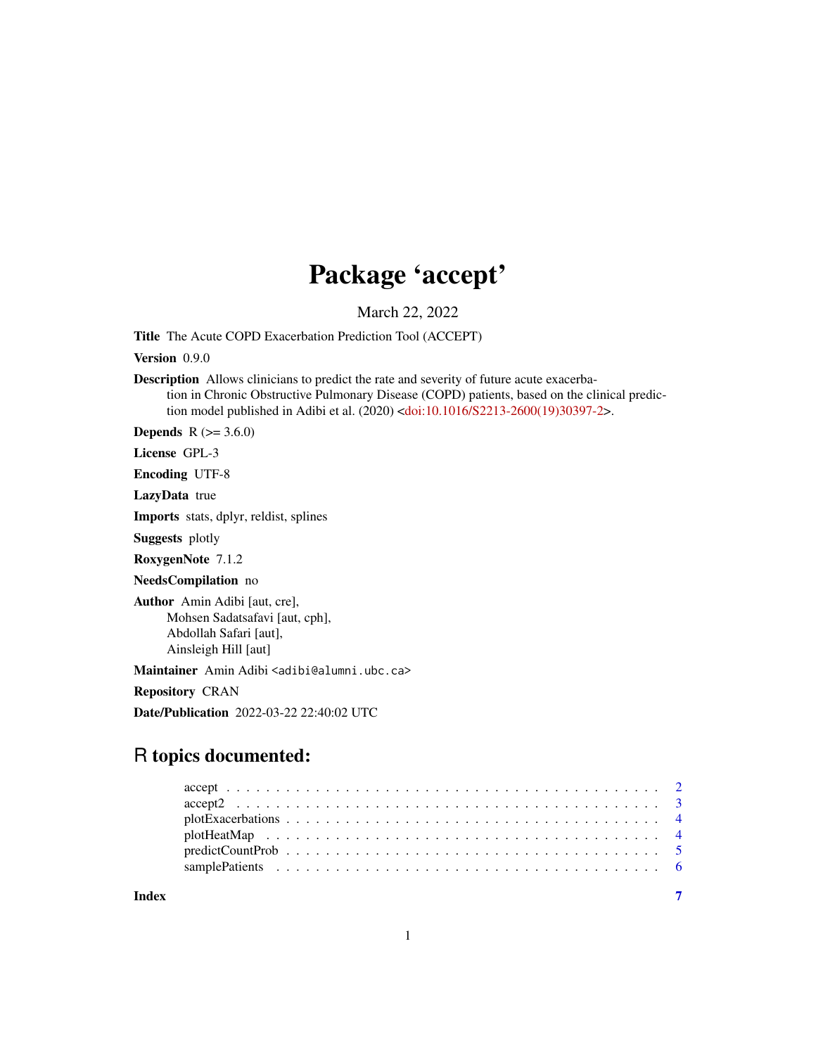# Package 'accept'

March 22, 2022

**Title** The Acute COPD Exacerbation Prediction Tool (ACCEPT)

**Version** 0.9.0

**Description** Allows clinicians to predict the rate and severity of future acute exacerbation in Chronic Obstructive Pulmonary Disease (COPD) patients, based on the clinical prediction model published in Adibi et al. (2020) <doi:10.1016/S2213-2600(19)30397-2>.

**Depends** R (>= 3.6.0)

**License** GPL-3

**Encoding** UTF-8

**LazyData** true

**Imports** stats, dplyr, reldist, splines

**Suggests** plotly

**RoxygenNote** 7.1.2

**NeedsCompilation** no

**Author** Amin Adibi [aut, cre],
Mohsen Sadatsafavi [aut, cph],
Abdollah Safari [aut],
Ainsleigh Hill [aut]

**Maintainer** Amin Adibi <adibi@alumni.ubc.ca>

**Repository** CRAN

**Date/Publication** 2022-03-22 22:40:02 UTC

## R topics documented:

- accept . . . . . . . . . . . . . . . . . . . . . . . . . . . . . . . . . . . . . . . . . . 2
- accept2 . . . . . . . . . . . . . . . . . . . . . . . . . . . . . . . . . . . . . . . . . 3
- plotExacerbations . . . . . . . . . . . . . . . . . . . . . . . . . . . . . . . . . . . . 4
- plotHeatMap . . . . . . . . . . . . . . . . . . . . . . . . . . . . . . . . . . . . . . . 4
- predictCountProb . . . . . . . . . . . . . . . . . . . . . . . . . . . . . . . . . . . . 5
- samplePatients . . . . . . . . . . . . . . . . . . . . . . . . . . . . . . . . . . . . . 6

**Index** 7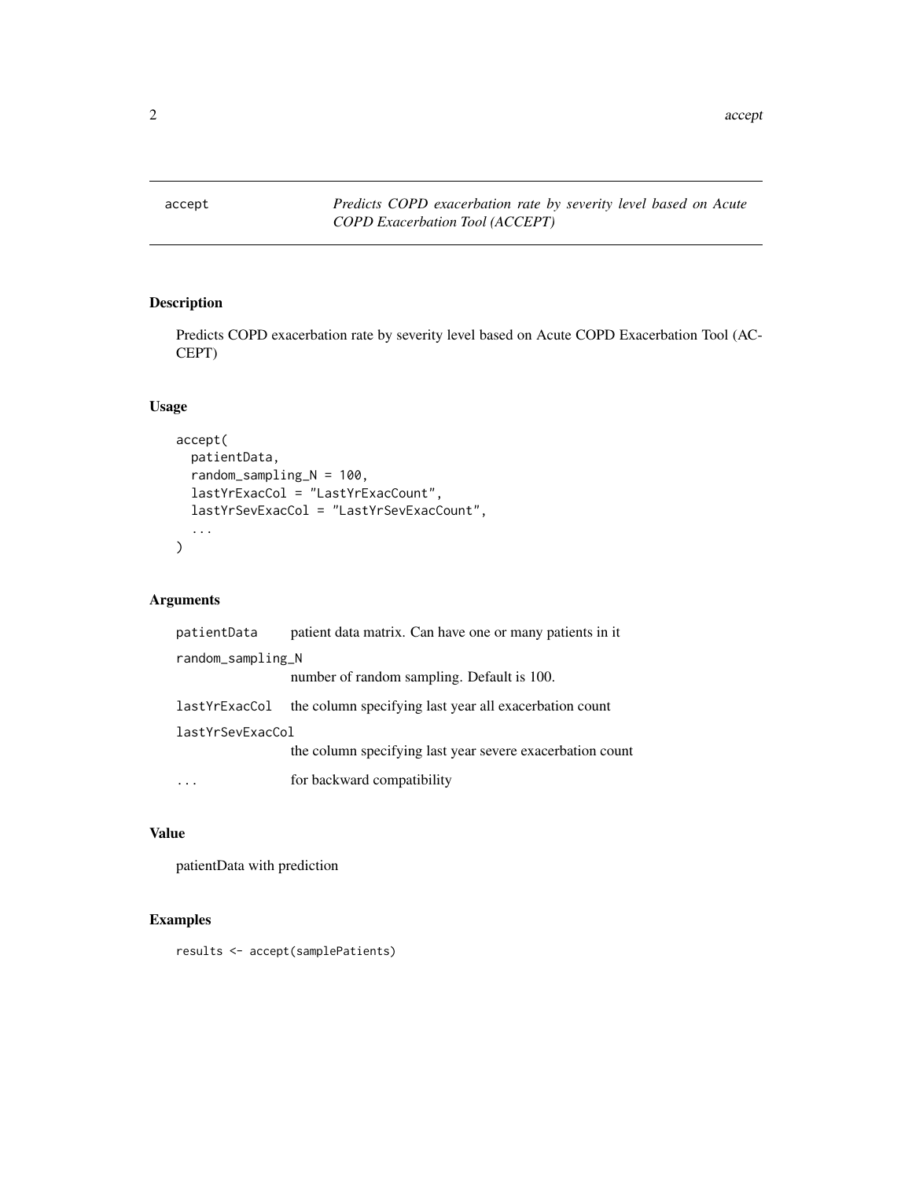# accept — *Predicts COPD exacerbation rate by severity level based on Acute COPD Exacerbation Tool (ACCEPT)*

## Description

Predicts COPD exacerbation rate by severity level based on Acute COPD Exacerbation Tool (ACCEPT)

## Usage

```
accept(
  patientData,
  random_sampling_N = 100,
  lastYrExacCol = "LastYrExacCount",
  lastYrSevExacCol = "LastYrSevExacCount",
  ...
)
```

## Arguments

| | |
|---|---|
| `patientData` | patient data matrix. Can have one or many patients in it |
| `random_sampling_N` | number of random sampling. Default is 100. |
| `lastYrExacCol` | the column specifying last year all exacerbation count |
| `lastYrSevExacCol` | the column specifying last year severe exacerbation count |
| `...` | for backward compatibility |

## Value

patientData with prediction

## Examples

```
results <- accept(samplePatients)
```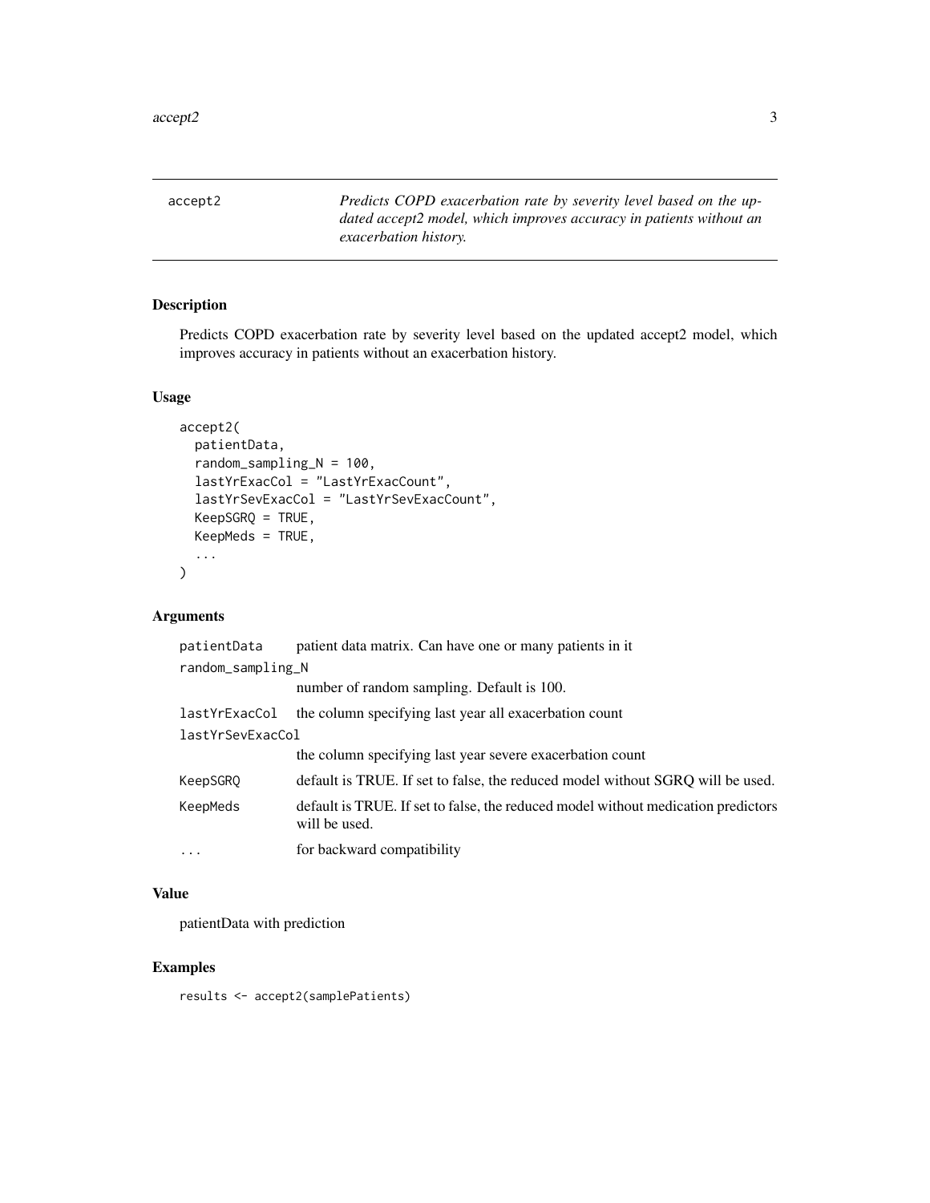accept2 *Predicts COPD exacerbation rate by severity level based on the updated accept2 model, which improves accuracy in patients without an exacerbation history.*

## Description

Predicts COPD exacerbation rate by severity level based on the updated accept2 model, which improves accuracy in patients without an exacerbation history.

## Usage

```
accept2(
  patientData,
  random_sampling_N = 100,
  lastYrExacCol = "LastYrExacCount",
  lastYrSevExacCol = "LastYrSevExacCount",
  KeepSGRQ = TRUE,
  KeepMeds = TRUE,
  ...
)
```

## Arguments

| | |
|---|---|
| `patientData` | patient data matrix. Can have one or many patients in it |
| `random_sampling_N` | number of random sampling. Default is 100. |
| `lastYrExacCol` | the column specifying last year all exacerbation count |
| `lastYrSevExacCol` | the column specifying last year severe exacerbation count |
| `KeepSGRQ` | default is TRUE. If set to false, the reduced model without SGRQ will be used. |
| `KeepMeds` | default is TRUE. If set to false, the reduced model without medication predictors will be used. |
| `...` | for backward compatibility |

## Value

patientData with prediction

## Examples

```
results <- accept2(samplePatients)
```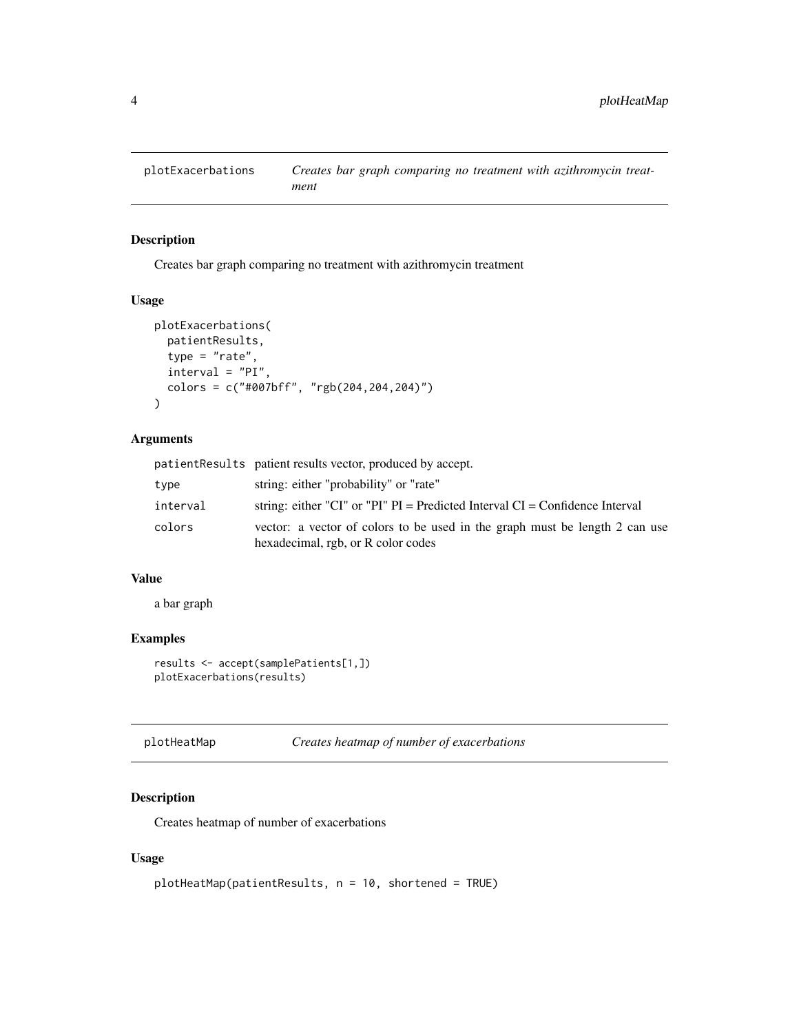## plotExacerbations — *Creates bar graph comparing no treatment with azithromycin treatment*

### Description

Creates bar graph comparing no treatment with azithromycin treatment

### Usage

```
plotExacerbations(
  patientResults,
  type = "rate",
  interval = "PI",
  colors = c("#007bff", "rgb(204,204,204)")
)
```

### Arguments

| | |
|---|---|
| `patientResults` | patient results vector, produced by accept. |
| `type` | string: either "probability" or "rate" |
| `interval` | string: either "CI" or "PI" PI = Predicted Interval CI = Confidence Interval |
| `colors` | vector: a vector of colors to be used in the graph must be length 2 can use hexadecimal, rgb, or R color codes |

### Value

a bar graph

### Examples

```
results <- accept(samplePatients[1,])
plotExacerbations(results)
```

## plotHeatMap — *Creates heatmap of number of exacerbations*

### Description

Creates heatmap of number of exacerbations

### Usage

```
plotHeatMap(patientResults, n = 10, shortened = TRUE)
```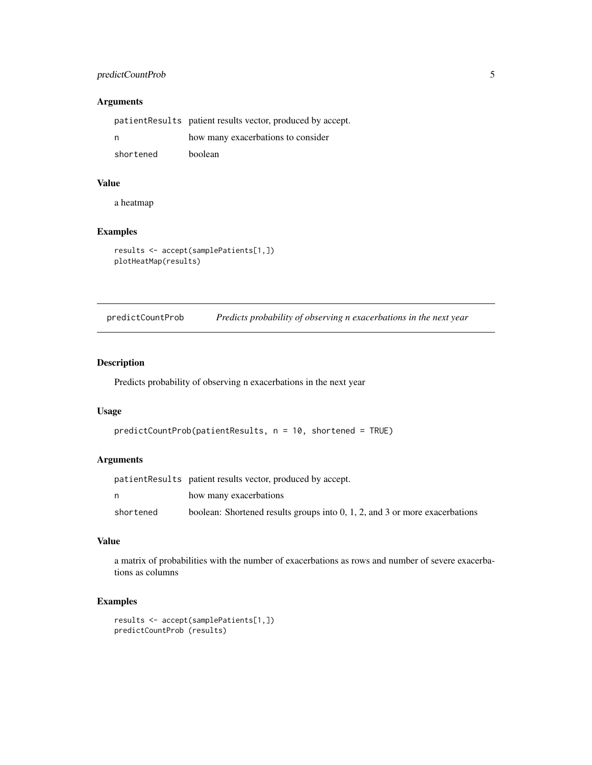### Arguments

| | |
|---|---|
| patientResults | patient results vector, produced by accept. |
| n | how many exacerbations to consider |
| shortened | boolean |

### Value

a heatmap

### Examples

```
results <- accept(samplePatients[1,])
plotHeatMap(results)
```

---

## predictCountProb — *Predicts probability of observing n exacerbations in the next year*

### Description

Predicts probability of observing n exacerbations in the next year

### Usage

```
predictCountProb(patientResults, n = 10, shortened = TRUE)
```

### Arguments

| | |
|---|---|
| patientResults | patient results vector, produced by accept. |
| n | how many exacerbations |
| shortened | boolean: Shortened results groups into 0, 1, 2, and 3 or more exacerbations |

### Value

a matrix of probabilities with the number of exacerbations as rows and number of severe exacerbations as columns

### Examples

```
results <- accept(samplePatients[1,])
predictCountProb (results)
```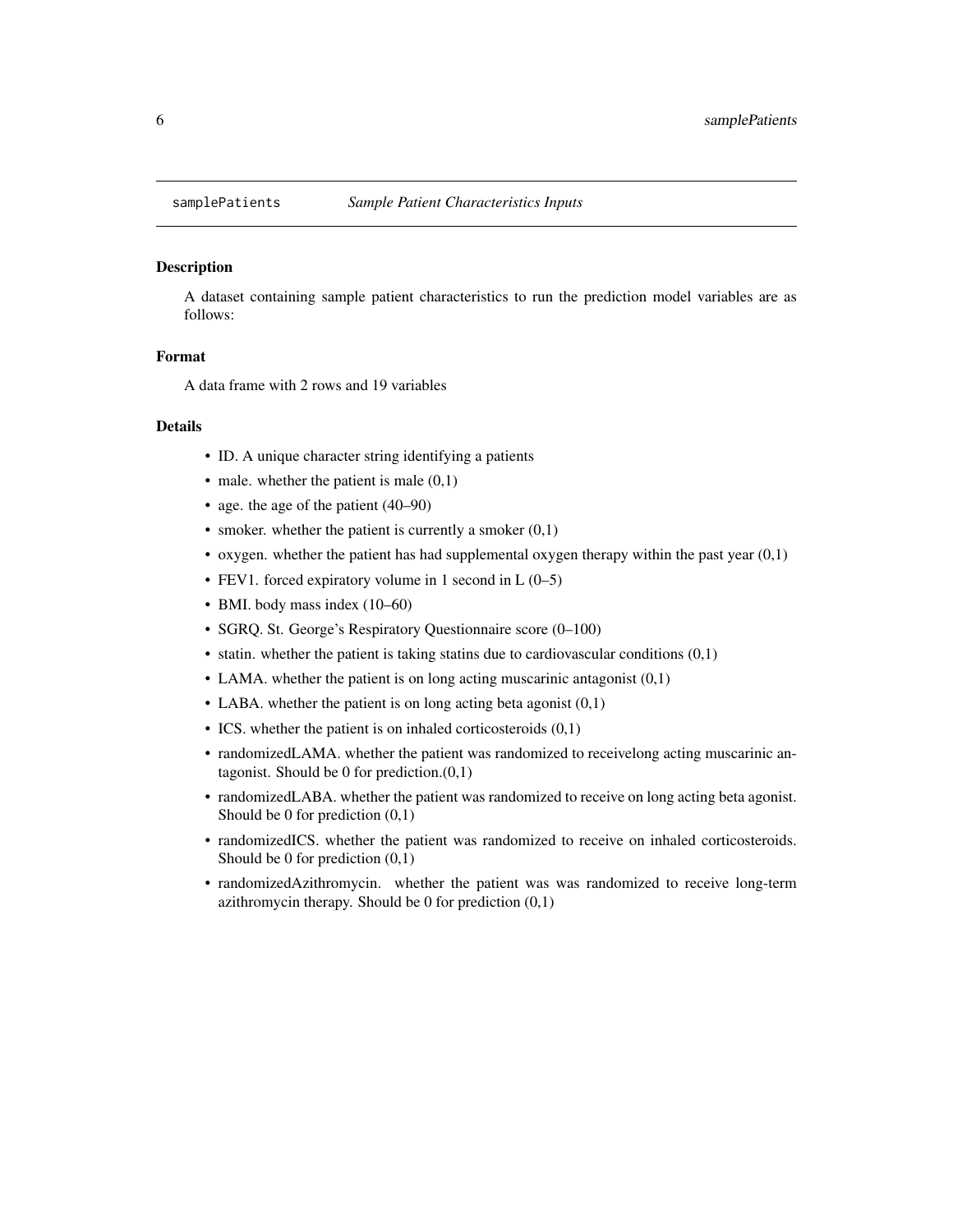`samplePatients` *Sample Patient Characteristics Inputs*

### Description

A dataset containing sample patient characteristics to run the prediction model variables are as follows:

### Format

A data frame with 2 rows and 19 variables

### Details

- ID. A unique character string identifying a patients
- male. whether the patient is male (0,1)
- age. the age of the patient (40–90)
- smoker. whether the patient is currently a smoker (0,1)
- oxygen. whether the patient has had supplemental oxygen therapy within the past year (0,1)
- FEV1. forced expiratory volume in 1 second in L (0–5)
- BMI. body mass index (10–60)
- SGRQ. St. George's Respiratory Questionnaire score (0–100)
- statin. whether the patient is taking statins due to cardiovascular conditions (0,1)
- LAMA. whether the patient is on long acting muscarinic antagonist (0,1)
- LABA. whether the patient is on long acting beta agonist (0,1)
- ICS. whether the patient is on inhaled corticosteroids (0,1)
- randomizedLAMA. whether the patient was randomized to receivelong acting muscarinic antagonist. Should be 0 for prediction.(0,1)
- randomizedLABA. whether the patient was randomized to receive on long acting beta agonist. Should be 0 for prediction (0,1)
- randomizedICS. whether the patient was randomized to receive on inhaled corticosteroids. Should be 0 for prediction (0,1)
- randomizedAzithromycin. whether the patient was was randomized to receive long-term azithromycin therapy. Should be 0 for prediction (0,1)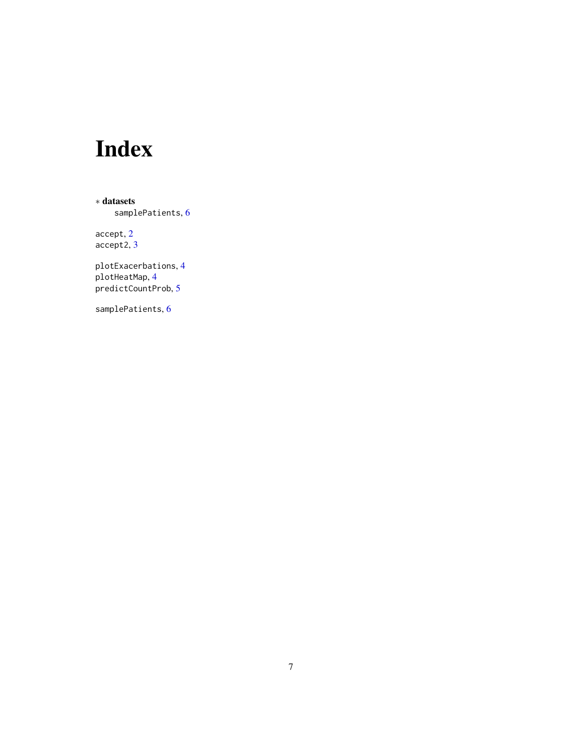# Index

∗ **datasets**
    samplePatients, 6

accept, 2
accept2, 3

plotExacerbations, 4
plotHeatMap, 4
predictCountProb, 5

samplePatients, 6